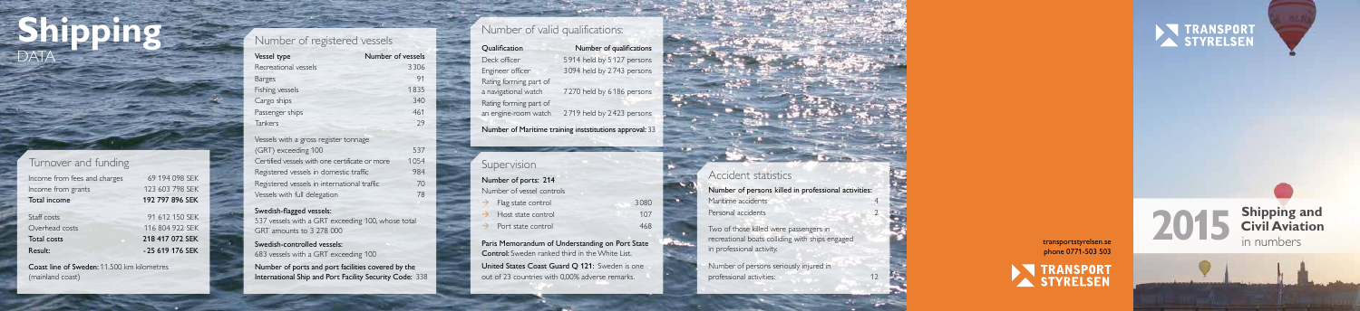# Shipping
DATA

## Turnover and funding

| | |
|---|---|
| Income from fees and charges | 69 194 098 SEK |
| Income from grants | 123 603 798 SEK |
| **Total income** | **192 797 896 SEK** |
| Staff costs | 91 612 150 SEK |
| Overhead costs | 116 804 922 SEK |
| **Total costs** | **218 417 072 SEK** |
| **Result:** | **-25 619 176 SEK** |

**Coast line of Sweden:** 11 500 km kilometres (mainland coast)

## Number of registered vessels

| Vessel type | Number of vessels |
|---|---|
| Recreational vessels | 3 306 |
| Barges | 91 |
| Fishing vessels | 1 835 |
| Cargo ships | 340 |
| Passenger ships | 461 |
| Tankers | 29 |

| | |
|---|---|
| Vessels with a gross register tonnage (GRT) exceeding 100 | 537 |
| Certified vessels with one certificate or more | 1 054 |
| Registered vessels in domestic traffic | 984 |
| Registered vessels in international traffic | 70 |
| Vessels with full delegation | 78 |

**Swedish-flagged vessels:**
537 vessels with a GRT exceeding 100, whose total GRT amounts to 3 278 000

**Swedish-controlled vessels:**
683 vessels with a GRT exceeding 100

**Number of ports and port facilities covered by the International Ship and Port Facility Security Code:** 338

## Number of valid qualifications:

| Qualification | Number of qualifications |
|---|---|
| Deck officer | 5 914 held by 5 127 persons |
| Engineer officer | 3 094 held by 2 743 persons |
| Rating forming part of a navigational watch | 7 270 held by 6 186 persons |
| Rating forming part of an engine-room watch | 2 719 held by 2 423 persons |

**Number of Maritime training institutions approval:** 33

## Supervision

**Number of ports: 214**

Number of vessel controls

| | |
|---|---|
| → Flag state control | 3 080 |
| → Host state control | 107 |
| → Port state control | 468 |

**Paris Memorandum of Understanding on Port State Control:** Sweden ranked third in the White List.

**United States Coast Guard Q 121:** Sweden is one out of 23 countries with 0,00% adverse remarks.

## Accident statistics

**Number of persons killed in professional activities:**

| | |
|---|---|
| Maritime accidents | 4 |
| Personal accidents | 2 |

Two of those killed were passengers in recreational boats colliding with ships engaged in professional activity.

| | |
|---|---|
| Number of persons seriously injured in professional activities: | 12 |

transportstyrelsen.se
phone 0771-503 503

TRANSPORT STYRELSEN

TRANSPORT STYRELSEN

# 2015 Shipping and Civil Aviation in numbers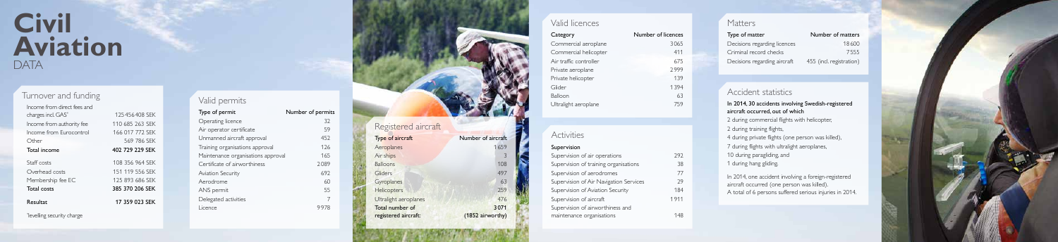# Civil Aviation

DATA

## Turnover and funding

| | |
|---|---|
| Income from direct fees and charges incl. GAS* | 125 456 408 SEK |
| Income from authority fee | 110 685 263 SEK |
| Income from Eurocontrol | 166 017 772 SEK |
| Other | 569 786 SEK |
| **Total income** | **402 729 229 SEK** |
| Staff costs | 108 356 964 SEK |
| Overhead costs | 151 119 556 SEK |
| Membership fee EC | 125 893 686 SEK |
| **Total costs** | **385 370 206 SEK** |
| **Resultat** | **17 359 023 SEK** |

*levelling security charge

## Valid permits

| Type of permit | Number of permits |
|---|---|
| Operating licence | 32 |
| Air operator certificate | 59 |
| Unmanned aircraft approval | 452 |
| Training organisations approval | 126 |
| Maintenance organisations approval | 165 |
| Certificate of airworthiness | 2 089 |
| Aviation Security | 692 |
| Aerodrome | 60 |
| ANS permit | 55 |
| Delegated activities | 7 |
| Licence | 9 978 |

## Registered aircraft

| Type of aircraft | Number of aircraft |
|---|---|
| Aeroplanes | 1 659 |
| Air ships | 3 |
| Balloons | 108 |
| Gliders | 497 |
| Gyroplanes | 63 |
| Helicopters | 259 |
| Ultralight aeroplanes | 476 |
| **Total number of registered aircraft:** | **3 071 (1852 airworthy)** |

## Valid licences

| Category | Number of licences |
|---|---|
| Commercial aeroplane | 3 065 |
| Commercial helicopter | 411 |
| Air traffic controller | 675 |
| Private aeroplane | 2 999 |
| Private helicopter | 139 |
| Glider | 1 394 |
| Balloon | 63 |
| Ultralight aeroplane | 759 |

## Activities

| **Supervision** | |
|---|---|
| Supervision of air operations | 292 |
| Supervision of training organisations | 38 |
| Supervision of aerodromes | 77 |
| Supervision of Air Navigation Services | 29 |
| Supervision of Aviation Security | 184 |
| Supervision of aircraft | 1 911 |
| Supervision of airworthiness and maintenance organisations | 148 |

## Matters

| Type of matter | Number of matters |
|---|---|
| Decisions regarding licences | 18 600 |
| Criminal record checks | 7 555 |
| Decisions regarding aircraft | 455 (incl. registration) |

## Accident statistics

**In 2014, 30 accidents involving Swedish-registered aircraft occurred, out of which**

2 during commercial flights with helicopter,
2 during training flights,
4 during private flights (one person was killed),
7 during flights with ultralight aeroplanes,
10 during paragliding, and
1 during hang gliding.

In 2014, one accident involving a foreign-registered aircraft occurred (one person was killed).
A total of 6 persons suffered serious injuries in 2014.